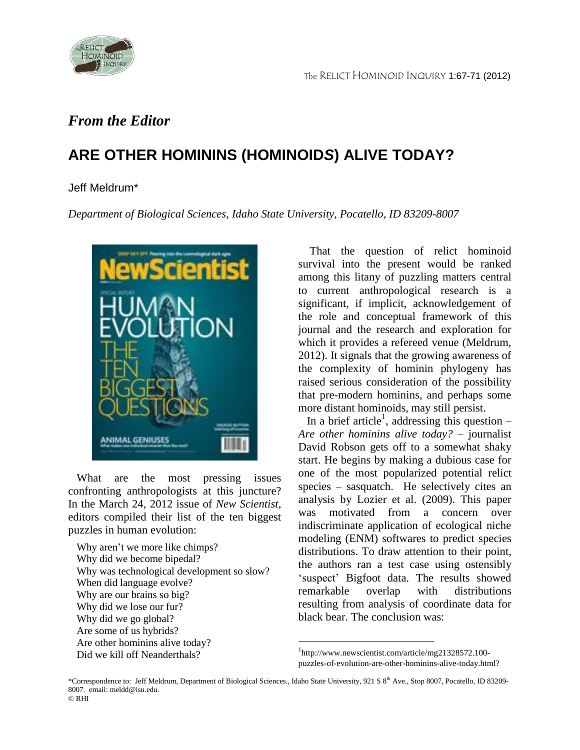## *From the Editor*

# ARE OTHER HOMININS (HOMINOIDS) ALIVE TODAY?

Jeff Meldrum*

*Department of Biological Sciences, Idaho State University, Pocatello, ID 83209-8007*

What are the most pressing issues confronting anthropologists at this juncture? In the March 24, 2012 issue of *New Scientist*, editors compiled their list of the ten biggest puzzles in human evolution:

Why aren't we more like chimps?
Why did we become bipedal?
Why was technological development so slow?
When did language evolve?
Why are our brains so big?
Why did we lose our fur?
Why did we go global?
Are some of us hybrids?
Are other hominins alive today?
Did we kill off Neanderthals?

That the question of relict hominoid survival into the present would be ranked among this litany of puzzling matters central to current anthropological research is a significant, if implicit, acknowledgement of the role and conceptual framework of this journal and the research and exploration for which it provides a refereed venue (Meldrum, 2012). It signals that the growing awareness of the complexity of hominin phylogeny has raised serious consideration of the possibility that pre-modern hominins, and perhaps some more distant hominoids, may still persist.

In a brief article[1], addressing this question – *Are other hominins alive today?* – journalist David Robson gets off to a somewhat shaky start. He begins by making a dubious case for one of the most popularized potential relict species – sasquatch. He selectively cites an analysis by Lozier et al. (2009). This paper was motivated from a concern over indiscriminate application of ecological niche modeling (ENM) softwares to predict species distributions. To draw attention to their point, the authors ran a test case using ostensibly 'suspect' Bigfoot data. The results showed remarkable overlap with distributions resulting from analysis of coordinate data for black bear. The conclusion was:

[1] http://www.newscientist.com/article/mg21328572.100-puzzles-of-evolution-are-other-hominins-alive-today.html?

*Correspondence to: Jeff Meldrum, Department of Biological Sciences., Idaho State University, 921 S 8th Ave., Stop 8007, Pocatello, ID 83209-8007. email: meldd@isu.edu.
© RHI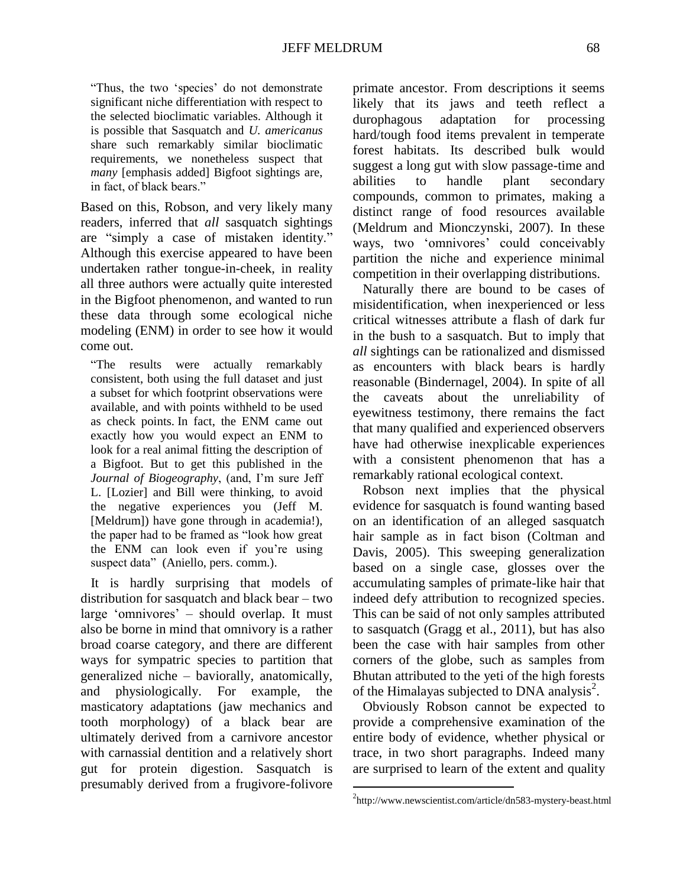> "Thus, the two 'species' do not demonstrate significant niche differentiation with respect to the selected bioclimatic variables. Although it is possible that Sasquatch and *U. americanus* share such remarkably similar bioclimatic requirements, we nonetheless suspect that *many* [emphasis added] Bigfoot sightings are, in fact, of black bears."

Based on this, Robson, and very likely many readers, inferred that *all* sasquatch sightings are "simply a case of mistaken identity." Although this exercise appeared to have been undertaken rather tongue-in-cheek, in reality all three authors were actually quite interested in the Bigfoot phenomenon, and wanted to run these data through some ecological niche modeling (ENM) in order to see how it would come out.

> "The results were actually remarkably consistent, both using the full dataset and just a subset for which footprint observations were available, and with points withheld to be used as check points. In fact, the ENM came out exactly how you would expect an ENM to look for a real animal fitting the description of a Bigfoot. But to get this published in the *Journal of Biogeography*, (and, I'm sure Jeff L. [Lozier] and Bill were thinking, to avoid the negative experiences you (Jeff M. [Meldrum]) have gone through in academia!), the paper had to be framed as "look how great the ENM can look even if you're using suspect data" (Aniello, pers. comm.).

It is hardly surprising that models of distribution for sasquatch and black bear – two large 'omnivores' – should overlap. It must also be borne in mind that omnivory is a rather broad coarse category, and there are different ways for sympatric species to partition that generalized niche – baviorally, anatomically, and physiologically. For example, the masticatory adaptations (jaw mechanics and tooth morphology) of a black bear are ultimately derived from a carnivore ancestor with carnassial dentition and a relatively short gut for protein digestion. Sasquatch is presumably derived from a frugivore-folivore primate ancestor. From descriptions it seems likely that its jaws and teeth reflect a durophagous adaptation for processing hard/tough food items prevalent in temperate forest habitats. Its described bulk would suggest a long gut with slow passage-time and abilities to handle plant secondary compounds, common to primates, making a distinct range of food resources available (Meldrum and Mionczynski, 2007). In these ways, two 'omnivores' could conceivably partition the niche and experience minimal competition in their overlapping distributions.

Naturally there are bound to be cases of misidentification, when inexperienced or less critical witnesses attribute a flash of dark fur in the bush to a sasquatch. But to imply that *all* sightings can be rationalized and dismissed as encounters with black bears is hardly reasonable (Bindernagel, 2004). In spite of all the caveats about the unreliability of eyewitness testimony, there remains the fact that many qualified and experienced observers have had otherwise inexplicable experiences with a consistent phenomenon that has a remarkably rational ecological context.

Robson next implies that the physical evidence for sasquatch is found wanting based on an identification of an alleged sasquatch hair sample as in fact bison (Coltman and Davis, 2005). This sweeping generalization based on a single case, glosses over the accumulating samples of primate-like hair that indeed defy attribution to recognized species. This can be said of not only samples attributed to sasquatch (Gragg et al., 2011), but has also been the case with hair samples from other corners of the globe, such as samples from Bhutan attributed to the yeti of the high forests of the Himalayas subjected to DNA analysis[2].

Obviously Robson cannot be expected to provide a comprehensive examination of the entire body of evidence, whether physical or trace, in two short paragraphs. Indeed many are surprised to learn of the extent and quality

[2] http://www.newscientist.com/article/dn583-mystery-beast.html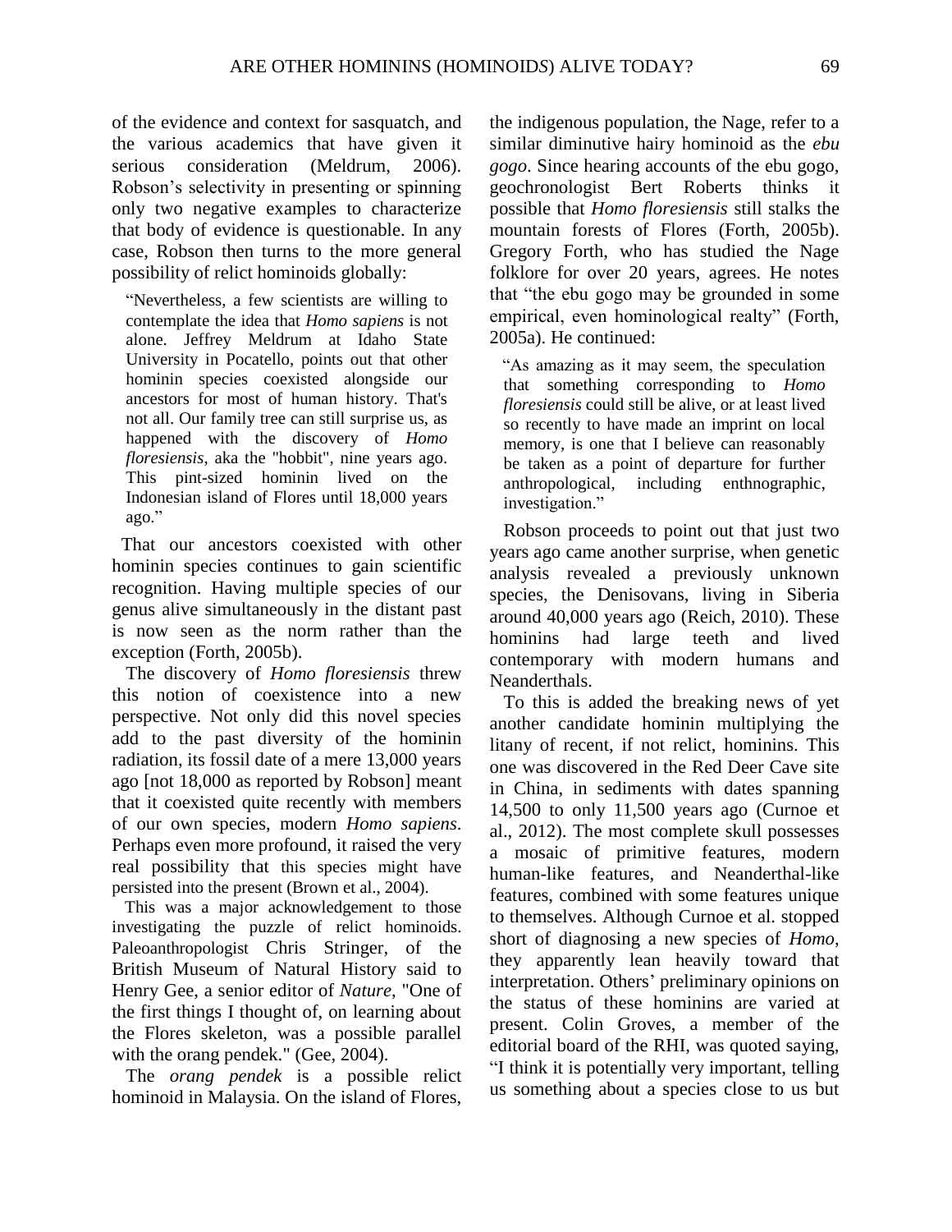of the evidence and context for sasquatch, and the various academics that have given it serious consideration (Meldrum, 2006). Robson's selectivity in presenting or spinning only two negative examples to characterize that body of evidence is questionable. In any case, Robson then turns to the more general possibility of relict hominoids globally:

> "Nevertheless, a few scientists are willing to contemplate the idea that *Homo sapiens* is not alone. Jeffrey Meldrum at Idaho State University in Pocatello, points out that other hominin species coexisted alongside our ancestors for most of human history. That's not all. Our family tree can still surprise us, as happened with the discovery of *Homo floresiensis*, aka the "hobbit", nine years ago. This pint-sized hominin lived on the Indonesian island of Flores until 18,000 years ago."

That our ancestors coexisted with other hominin species continues to gain scientific recognition. Having multiple species of our genus alive simultaneously in the distant past is now seen as the norm rather than the exception (Forth, 2005b).

The discovery of *Homo floresiensis* threw this notion of coexistence into a new perspective. Not only did this novel species add to the past diversity of the hominin radiation, its fossil date of a mere 13,000 years ago [not 18,000 as reported by Robson] meant that it coexisted quite recently with members of our own species, modern *Homo sapiens*. Perhaps even more profound, it raised the very real possibility that this species might have persisted into the present (Brown et al., 2004).

This was a major acknowledgement to those investigating the puzzle of relict hominoids. Paleoanthropologist Chris Stringer, of the British Museum of Natural History said to Henry Gee, a senior editor of *Nature*, "One of the first things I thought of, on learning about the Flores skeleton, was a possible parallel with the orang pendek." (Gee, 2004).

The *orang pendek* is a possible relict hominoid in Malaysia. On the island of Flores, the indigenous population, the Nage, refer to a similar diminutive hairy hominoid as the *ebu gogo*. Since hearing accounts of the ebu gogo, geochronologist Bert Roberts thinks it possible that *Homo floresiensis* still stalks the mountain forests of Flores (Forth, 2005b). Gregory Forth, who has studied the Nage folklore for over 20 years, agrees. He notes that "the ebu gogo may be grounded in some empirical, even hominological realty" (Forth, 2005a). He continued:

> "As amazing as it may seem, the speculation that something corresponding to *Homo floresiensis* could still be alive, or at least lived so recently to have made an imprint on local memory, is one that I believe can reasonably be taken as a point of departure for further anthropological, including enthnographic, investigation."

Robson proceeds to point out that just two years ago came another surprise, when genetic analysis revealed a previously unknown species, the Denisovans, living in Siberia around 40,000 years ago (Reich, 2010). These hominins had large teeth and lived contemporary with modern humans and Neanderthals.

To this is added the breaking news of yet another candidate hominin multiplying the litany of recent, if not relict, hominins. This one was discovered in the Red Deer Cave site in China, in sediments with dates spanning 14,500 to only 11,500 years ago (Curnoe et al., 2012). The most complete skull possesses a mosaic of primitive features, modern human-like features, and Neanderthal-like features, combined with some features unique to themselves. Although Curnoe et al. stopped short of diagnosing a new species of *Homo*, they apparently lean heavily toward that interpretation. Others' preliminary opinions on the status of these hominins are varied at present. Colin Groves, a member of the editorial board of the RHI, was quoted saying, "I think it is potentially very important, telling us something about a species close to us but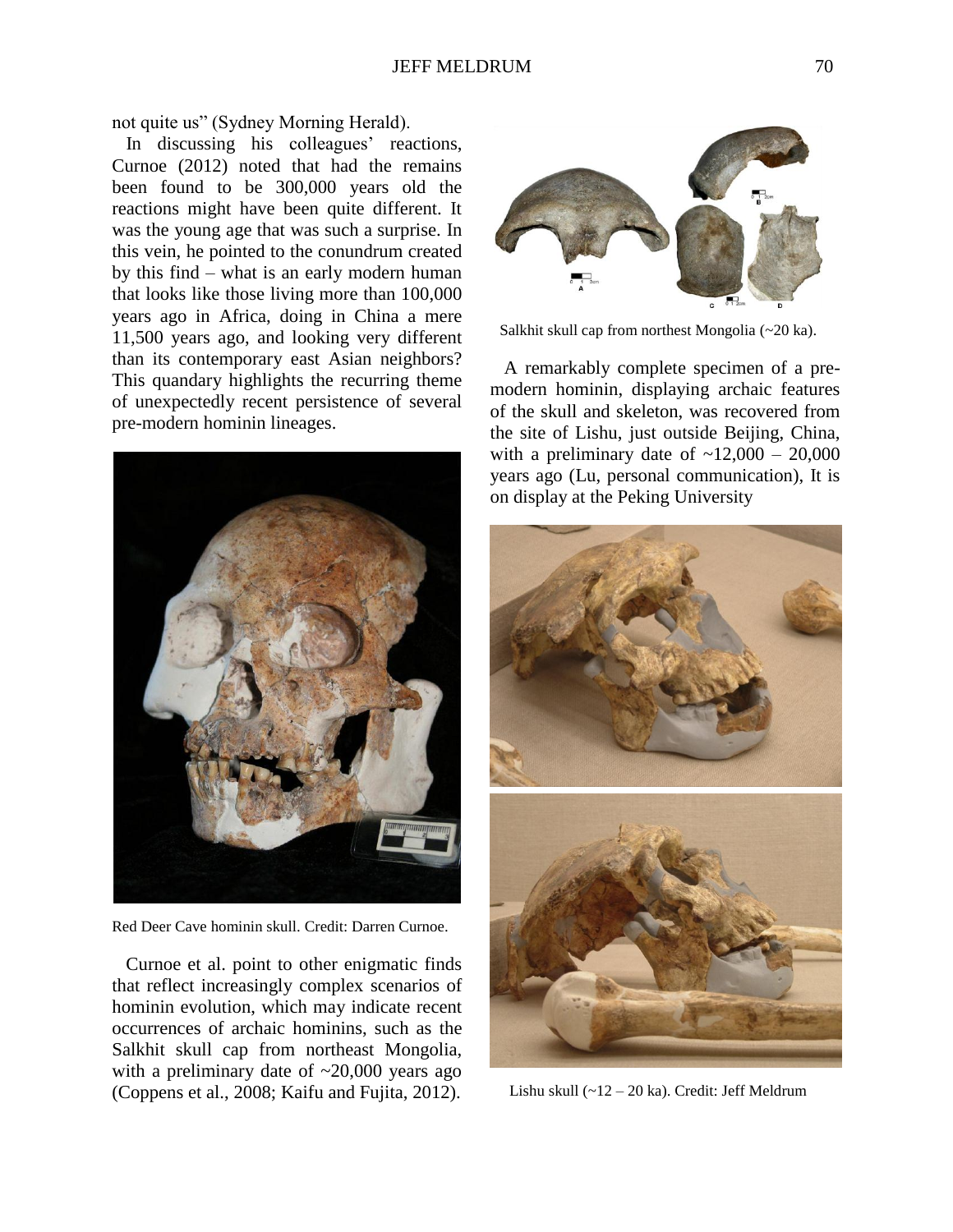not quite us" (Sydney Morning Herald).

In discussing his colleagues' reactions, Curnoe (2012) noted that had the remains been found to be 300,000 years old the reactions might have been quite different. It was the young age that was such a surprise. In this vein, he pointed to the conundrum created by this find – what is an early modern human that looks like those living more than 100,000 years ago in Africa, doing in China a mere 11,500 years ago, and looking very different than its contemporary east Asian neighbors? This quandary highlights the recurring theme of unexpectedly recent persistence of several pre-modern hominin lineages.

Red Deer Cave hominin skull. Credit: Darren Curnoe.

Curnoe et al. point to other enigmatic finds that reflect increasingly complex scenarios of hominin evolution, which may indicate recent occurrences of archaic hominins, such as the Salkhit skull cap from northeast Mongolia, with a preliminary date of ~20,000 years ago (Coppens et al., 2008; Kaifu and Fujita, 2012).

Salkhit skull cap from northest Mongolia (~20 ka).

A remarkably complete specimen of a pre-modern hominin, displaying archaic features of the skull and skeleton, was recovered from the site of Lishu, just outside Beijing, China, with a preliminary date of ~12,000 – 20,000 years ago (Lu, personal communication), It is on display at the Peking University

Lishu skull (~12 – 20 ka). Credit: Jeff Meldrum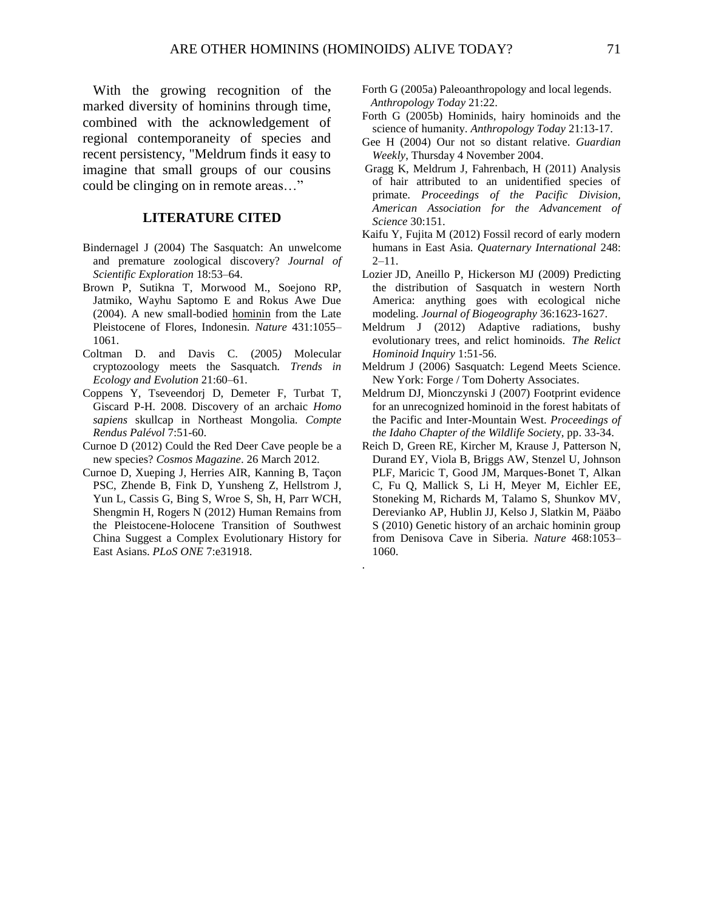With the growing recognition of the marked diversity of hominins through time, combined with the acknowledgement of regional contemporaneity of species and recent persistency, "Meldrum finds it easy to imagine that small groups of our cousins could be clinging on in remote areas…"

## LITERATURE CITED

Bindernagel J (2004) The Sasquatch: An unwelcome and premature zoological discovery? *Journal of Scientific Exploration* 18:53–64.

Brown P, Sutikna T, Morwood M., Soejono RP, Jatmiko, Wayhu Saptomo E and Rokus Awe Due (2004). A new small-bodied hominin from the Late Pleistocene of Flores, Indonesin. *Nature* 431:1055–1061.

Coltman D. and Davis C. (*2*005*)* Molecular cryptozoology meets the Sasquatch. *Trends in Ecology and Evolution* 21:60–61.

Coppens Y, Tseveendorj D, Demeter F, Turbat T, Giscard P-H. 2008. Discovery of an archaic *Homo sapiens* skullcap in Northeast Mongolia. *Compte Rendus Palévol* 7:51-60.

Curnoe D (2012) Could the Red Deer Cave people be a new species? *Cosmos Magazine*. 26 March 2012.

Curnoe D, Xueping J, Herries AIR, Kanning B, Taçon PSC, Zhende B, Fink D, Yunsheng Z, Hellstrom J, Yun L, Cassis G, Bing S, Wroe S, Sh, H, Parr WCH, Shengmin H, Rogers N (2012) Human Remains from the Pleistocene-Holocene Transition of Southwest China Suggest a Complex Evolutionary History for East Asians. *PLoS ONE* 7:e31918.

Forth G (2005a) Paleoanthropology and local legends. *Anthropology Today* 21:22.

Forth G (2005b) Hominids, hairy hominoids and the science of humanity. *Anthropology Today* 21:13-17.

Gee H (2004) Our not so distant relative. *Guardian Weekly*, Thursday 4 November 2004.

Gragg K, Meldrum J, Fahrenbach, H (2011) Analysis of hair attributed to an unidentified species of primate. *Proceedings of the Pacific Division, American Association for the Advancement of Science* 30:151.

Kaifu Y, Fujita M (2012) Fossil record of early modern humans in East Asia. *Quaternary International* 248: 2–11.

Lozier JD, Aneillo P, Hickerson MJ (2009) Predicting the distribution of Sasquatch in western North America: anything goes with ecological niche modeling. *Journal of Biogeography* 36:1623-1627.

Meldrum J (2012) Adaptive radiations, bushy evolutionary trees, and relict hominoids. *The Relict Hominoid Inquiry* 1:51-56.

Meldrum J (2006) Sasquatch: Legend Meets Science. New York: Forge / Tom Doherty Associates.

Meldrum DJ, Mionczynski J (2007) Footprint evidence for an unrecognized hominoid in the forest habitats of the Pacific and Inter-Mountain West. *Proceedings of the Idaho Chapter of the Wildlife Society*, pp. 33-34.

Reich D, Green RE, Kircher M, Krause J, Patterson N, Durand EY, Viola B, Briggs AW, Stenzel U, Johnson PLF, Maricic T, Good JM, Marques-Bonet T, Alkan C, Fu Q, Mallick S, Li H, Meyer M, Eichler EE, Stoneking M, Richards M, Talamo S, Shunkov MV, Derevianko AP, Hublin JJ, Kelso J, Slatkin M, Pääbo S (2010) Genetic history of an archaic hominin group from Denisova Cave in Siberia. *Nature* 468:1053–1060.